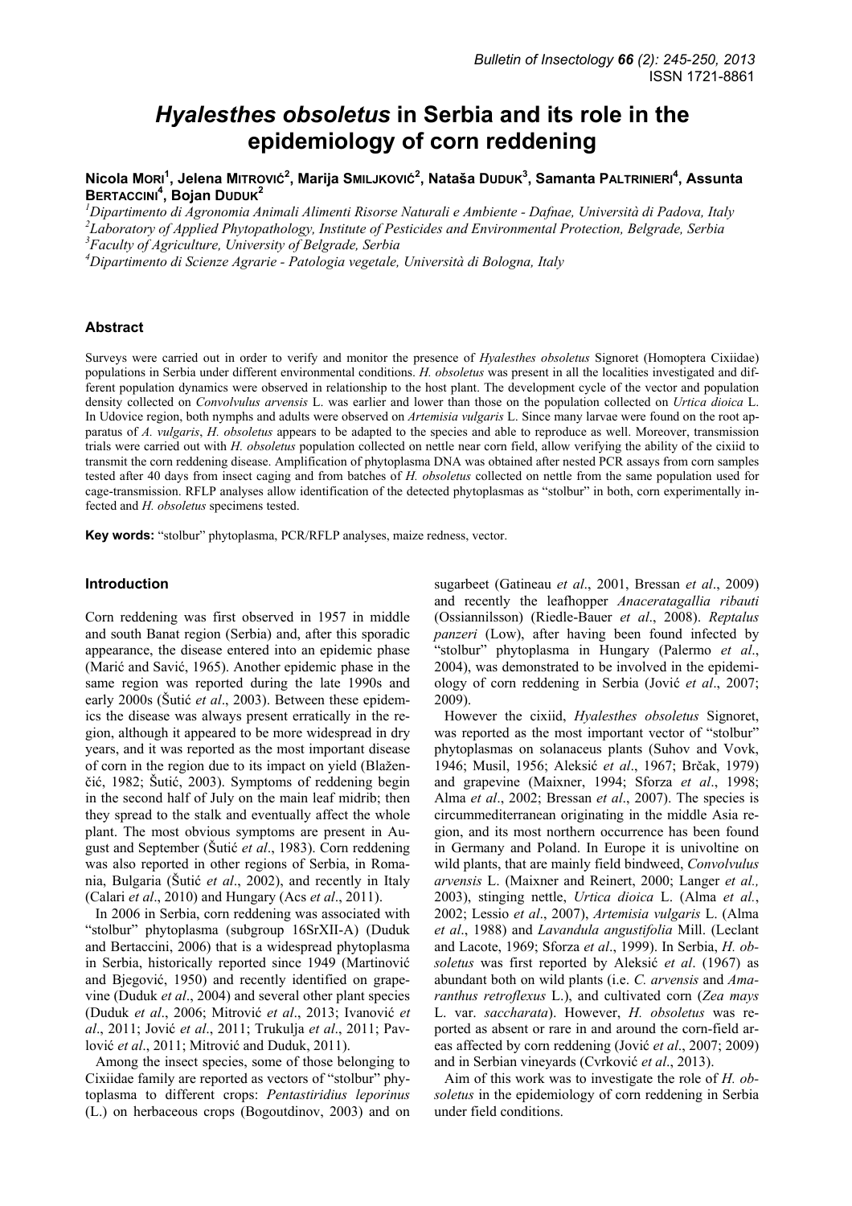# *Hyalesthes obsoletus* in Serbia and its role in the epidemiology of corn reddening

**Nicola Mori[1], Jelena Mitrović[2], Marija Smiljković[2], Nataša Duduk[3], Samanta Paltrinieri[4], Assunta Bertaccini[4], Bojan Duduk[2]**

[1]*Dipartimento di Agronomia Animali Alimenti Risorse Naturali e Ambiente - Dafnae, Università di Padova, Italy*
[2]*Laboratory of Applied Phytopathology, Institute of Pesticides and Environmental Protection, Belgrade, Serbia*
[3]*Faculty of Agriculture, University of Belgrade, Serbia*
[4]*Dipartimento di Scienze Agrarie - Patologia vegetale, Università di Bologna, Italy*

## Abstract

Surveys were carried out in order to verify and monitor the presence of *Hyalesthes obsoletus* Signoret (Homoptera Cixiidae) populations in Serbia under different environmental conditions. *H. obsoletus* was present in all the localities investigated and different population dynamics were observed in relationship to the host plant. The development cycle of the vector and population density collected on *Convolvulus arvensis* L. was earlier and lower than those on the population collected on *Urtica dioica* L. In Udovice region, both nymphs and adults were observed on *Artemisia vulgaris* L. Since many larvae were found on the root apparatus of *A. vulgaris*, *H. obsoletus* appears to be adapted to the species and able to reproduce as well. Moreover, transmission trials were carried out with *H. obsoletus* population collected on nettle near corn field, allow verifying the ability of the cixiid to transmit the corn reddening disease. Amplification of phytoplasma DNA was obtained after nested PCR assays from corn samples tested after 40 days from insect caging and from batches of *H. obsoletus* collected on nettle from the same population used for cage-transmission. RFLP analyses allow identification of the detected phytoplasmas as "stolbur" in both, corn experimentally infected and *H. obsoletus* specimens tested.

**Key words:** "stolbur" phytoplasma, PCR/RFLP analyses, maize redness, vector.

## Introduction

Corn reddening was first observed in 1957 in middle and south Banat region (Serbia) and, after this sporadic appearance, the disease entered into an epidemic phase (Marić and Savić, 1965). Another epidemic phase in the same region was reported during the late 1990s and early 2000s (Šutić *et al*., 2003). Between these epidemics the disease was always present erratically in the region, although it appeared to be more widespread in dry years, and it was reported as the most important disease of corn in the region due to its impact on yield (Blaženčić, 1982; Šutić, 2003). Symptoms of reddening begin in the second half of July on the main leaf midrib; then they spread to the stalk and eventually affect the whole plant. The most obvious symptoms are present in August and September (Šutić *et al*., 1983). Corn reddening was also reported in other regions of Serbia, in Romania, Bulgaria (Šutić *et al*., 2002), and recently in Italy (Calari *et al*., 2010) and Hungary (Acs *et al*., 2011).

In 2006 in Serbia, corn reddening was associated with "stolbur" phytoplasma (subgroup 16SrXII-A) (Duduk and Bertaccini, 2006) that is a widespread phytoplasma in Serbia, historically reported since 1949 (Martinović and Bjegović, 1950) and recently identified on grapevine (Duduk *et al*., 2004) and several other plant species (Duduk *et al*., 2006; Mitrović *et al*., 2013; Ivanović *et al*., 2011; Jović *et al*., 2011; Trukulja *et al*., 2011; Pavlović *et al*., 2011; Mitrović and Duduk, 2011).

Among the insect species, some of those belonging to Cixiidae family are reported as vectors of "stolbur" phytoplasma to different crops: *Pentastiridius leporinus* (L.) on herbaceous crops (Bogoutdinov, 2003) and on sugarbeet (Gatineau *et al*., 2001, Bressan *et al*., 2009) and recently the leafhopper *Anaceratagallia ribauti* (Ossiannilsson) (Riedle-Bauer *et al*., 2008). *Reptalus panzeri* (Low), after having been found infected by "stolbur" phytoplasma in Hungary (Palermo *et al*., 2004), was demonstrated to be involved in the epidemiology of corn reddening in Serbia (Jović *et al*., 2007; 2009).

However the cixiid, *Hyalesthes obsoletus* Signoret, was reported as the most important vector of "stolbur" phytoplasmas on solanaceus plants (Suhov and Vovk, 1946; Musil, 1956; Aleksić *et al*., 1967; Brčak, 1979) and grapevine (Maixner, 1994; Sforza *et al*., 1998; Alma *et al*., 2002; Bressan *et al*., 2007). The species is circummediterranean originating in the middle Asia region, and its most northern occurrence has been found in Germany and Poland. In Europe it is univoltine on wild plants, that are mainly field bindweed, *Convolvulus arvensis* L. (Maixner and Reinert, 2000; Langer *et al.,* 2003), stinging nettle, *Urtica dioica* L. (Alma *et al.*, 2002; Lessio *et al*., 2007), *Artemisia vulgaris* L. (Alma *et al*., 1988) and *Lavandula angustifolia* Mill. (Leclant and Lacote, 1969; Sforza *et al*., 1999). In Serbia, *H. obsoletus* was first reported by Aleksić *et al*. (1967) as abundant both on wild plants (i.e. *C. arvensis* and *Amaranthus retroflexus* L.), and cultivated corn (*Zea mays* L. var. *saccharata*). However, *H. obsoletus* was reported as absent or rare in and around the corn-field areas affected by corn reddening (Jović *et al*., 2007; 2009) and in Serbian vineyards (Cvrković *et al*., 2013).

Aim of this work was to investigate the role of *H. obsoletus* in the epidemiology of corn reddening in Serbia under field conditions.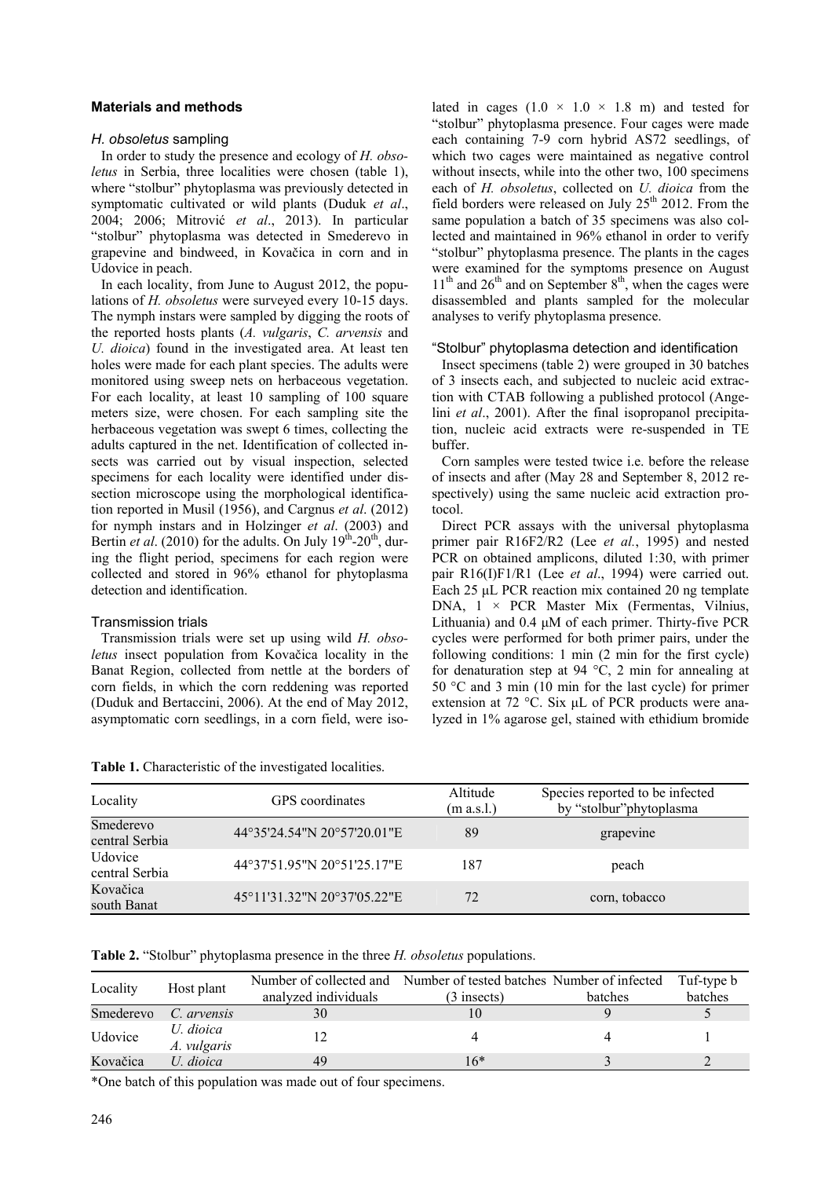## Materials and methods

### *H. obsoletus* sampling

In order to study the presence and ecology of *H. obsoletus* in Serbia, three localities were chosen (table 1), where "stolbur" phytoplasma was previously detected in symptomatic cultivated or wild plants (Duduk *et al*., 2004; 2006; Mitrović *et al*., 2013). In particular "stolbur" phytoplasma was detected in Smederevo in grapevine and bindweed, in Kovačica in corn and in Udovice in peach.

In each locality, from June to August 2012, the populations of *H. obsoletus* were surveyed every 10-15 days. The nymph instars were sampled by digging the roots of the reported hosts plants (*A. vulgaris*, *C. arvensis* and *U. dioica*) found in the investigated area. At least ten holes were made for each plant species. The adults were monitored using sweep nets on herbaceous vegetation. For each locality, at least 10 sampling of 100 square meters size, were chosen. For each sampling site the herbaceous vegetation was swept 6 times, collecting the adults captured in the net. Identification of collected insects was carried out by visual inspection, selected specimens for each locality were identified under dissection microscope using the morphological identification reported in Musil (1956), and Cargnus *et al*. (2012) for nymph instars and in Holzinger *et al*. (2003) and Bertin *et al*. (2010) for the adults. On July 19th-20th, during the flight period, specimens for each region were collected and stored in 96% ethanol for phytoplasma detection and identification.

### Transmission trials

Transmission trials were set up using wild *H. obsoletus* insect population from Kovačica locality in the Banat Region, collected from nettle at the borders of corn fields, in which the corn reddening was reported (Duduk and Bertaccini, 2006). At the end of May 2012, asymptomatic corn seedlings, in a corn field, were isolated in cages (1.0 × 1.0 × 1.8 m) and tested for "stolbur" phytoplasma presence. Four cages were made each containing 7-9 corn hybrid AS72 seedlings, of which two cages were maintained as negative control without insects, while into the other two, 100 specimens each of *H. obsoletus*, collected on *U. dioica* from the field borders were released on July 25th 2012. From the same population a batch of 35 specimens was also collected and maintained in 96% ethanol in order to verify "stolbur" phytoplasma presence. The plants in the cages were examined for the symptoms presence on August 11th and 26th and on September 8th, when the cages were disassembled and plants sampled for the molecular analyses to verify phytoplasma presence.

### "Stolbur" phytoplasma detection and identification

Insect specimens (table 2) were grouped in 30 batches of 3 insects each, and subjected to nucleic acid extraction with CTAB following a published protocol (Angelini *et al*., 2001). After the final isopropanol precipitation, nucleic acid extracts were re-suspended in TE buffer.

Corn samples were tested twice i.e. before the release of insects and after (May 28 and September 8, 2012 respectively) using the same nucleic acid extraction protocol.

Direct PCR assays with the universal phytoplasma primer pair R16F2/R2 (Lee *et al.*, 1995) and nested PCR on obtained amplicons, diluted 1:30, with primer pair R16(I)F1/R1 (Lee *et al*., 1994) were carried out. Each 25 µL PCR reaction mix contained 20 ng template DNA, 1 × PCR Master Mix (Fermentas, Vilnius, Lithuania) and 0.4 µM of each primer. Thirty-five PCR cycles were performed for both primer pairs, under the following conditions: 1 min (2 min for the first cycle) for denaturation step at 94 °C, 2 min for annealing at 50 °C and 3 min (10 min for the last cycle) for primer extension at 72 °C. Six µL of PCR products were analyzed in 1% agarose gel, stained with ethidium bromide

**Table 1.** Characteristic of the investigated localities.

| Locality | GPS coordinates | Altitude (m a.s.l.) | Species reported to be infected by "stolbur"phytoplasma |
|---|---|---|---|
| Smederevo central Serbia | 44°35'24.54"N 20°57'20.01"E | 89 | grapevine |
| Udovice central Serbia | 44°37'51.95"N 20°51'25.17"E | 187 | peach |
| Kovačica south Banat | 45°11'31.32"N 20°37'05.22"E | 72 | corn, tobacco |

**Table 2.** "Stolbur" phytoplasma presence in the three *H. obsoletus* populations.

| Locality | Host plant | Number of collected and analyzed individuals | Number of tested batches (3 insects) | Number of infected batches | Tuf-type b batches |
|---|---|---|---|---|---|
| Smederevo | *C. arvensis* | 30 | 10 | 9 | 5 |
| Udovice | *U. dioica* *A. vulgaris* | 12 | 4 | 4 | 1 |
| Kovačica | *U. dioica* | 49 | 16* | 3 | 2 |

*One batch of this population was made out of four specimens.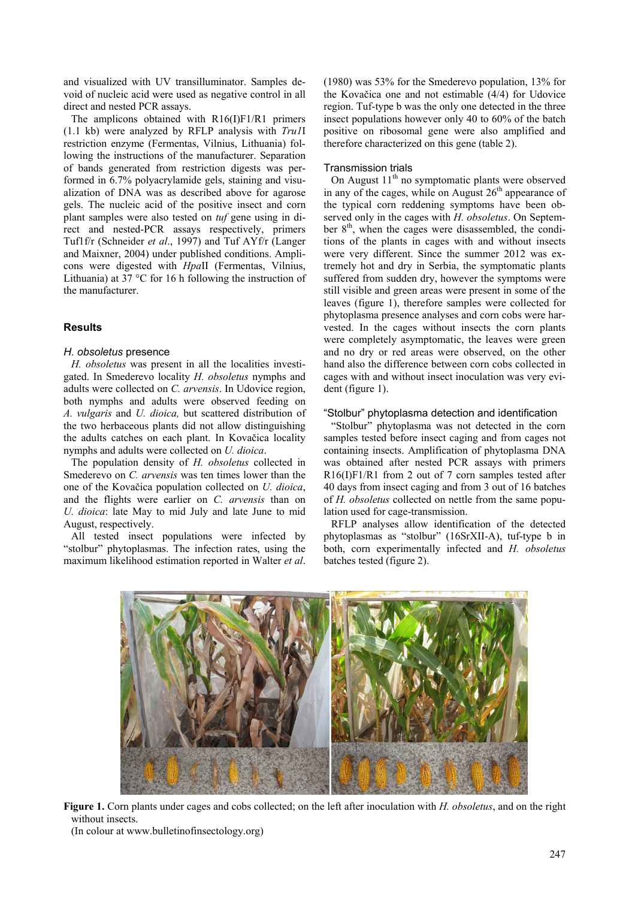and visualized with UV transilluminator. Samples devoid of nucleic acid were used as negative control in all direct and nested PCR assays.

The amplicons obtained with R16(I)F1/R1 primers (1.1 kb) were analyzed by RFLP analysis with *Tru1*I restriction enzyme (Fermentas, Vilnius, Lithuania) following the instructions of the manufacturer. Separation of bands generated from restriction digests was performed in 6.7% polyacrylamide gels, staining and visualization of DNA was as described above for agarose gels. The nucleic acid of the positive insect and corn plant samples were also tested on *tuf* gene using in direct and nested-PCR assays respectively, primers Tuf1f/r (Schneider *et al*., 1997) and Tuf AYf/r (Langer and Maixner, 2004) under published conditions. Amplicons were digested with *Hpa*II (Fermentas, Vilnius, Lithuania) at 37 °C for 16 h following the instruction of the manufacturer.

## Results

### *H. obsoletus* presence

*H. obsoletus* was present in all the localities investigated. In Smederevo locality *H. obsoletus* nymphs and adults were collected on *C. arvensis*. In Udovice region, both nymphs and adults were observed feeding on *A. vulgaris* and *U. dioica,* but scattered distribution of the two herbaceous plants did not allow distinguishing the adults catches on each plant. In Kovačica locality nymphs and adults were collected on *U. dioica*.

The population density of *H. obsoletus* collected in Smederevo on *C. arvensis* was ten times lower than the one of the Kovačica population collected on *U. dioica*, and the flights were earlier on *C. arvensis* than on *U. dioica*: late May to mid July and late June to mid August, respectively.

All tested insect populations were infected by "stolbur" phytoplasmas. The infection rates, using the maximum likelihood estimation reported in Walter *et al*. (1980) was 53% for the Smederevo population, 13% for the Kovačica one and not estimable (4/4) for Udovice region. Tuf-type b was the only one detected in the three insect populations however only 40 to 60% of the batch positive on ribosomal gene were also amplified and therefore characterized on this gene (table 2).

### Transmission trials

On August 11th no symptomatic plants were observed in any of the cages, while on August 26th appearance of the typical corn reddening symptoms have been observed only in the cages with *H. obsoletus*. On September 8th, when the cages were disassembled, the conditions of the plants in cages with and without insects were very different. Since the summer 2012 was extremely hot and dry in Serbia, the symptomatic plants suffered from sudden dry, however the symptoms were still visible and green areas were present in some of the leaves (figure 1), therefore samples were collected for phytoplasma presence analyses and corn cobs were harvested. In the cages without insects the corn plants were completely asymptomatic, the leaves were green and no dry or red areas were observed, on the other hand also the difference between corn cobs collected in cages with and without insect inoculation was very evident (figure 1).

### "Stolbur" phytoplasma detection and identification

"Stolbur" phytoplasma was not detected in the corn samples tested before insect caging and from cages not containing insects. Amplification of phytoplasma DNA was obtained after nested PCR assays with primers R16(I)F1/R1 from 2 out of 7 corn samples tested after 40 days from insect caging and from 3 out of 16 batches of *H. obsoletus* collected on nettle from the same population used for cage-transmission.

RFLP analyses allow identification of the detected phytoplasmas as "stolbur" (16SrXII-A), tuf-type b in both, corn experimentally infected and *H. obsoletus* batches tested (figure 2).

**Figure 1.** Corn plants under cages and cobs collected; on the left after inoculation with *H. obsoletus*, and on the right without insects.
(In colour at www.bulletinofinsectology.org)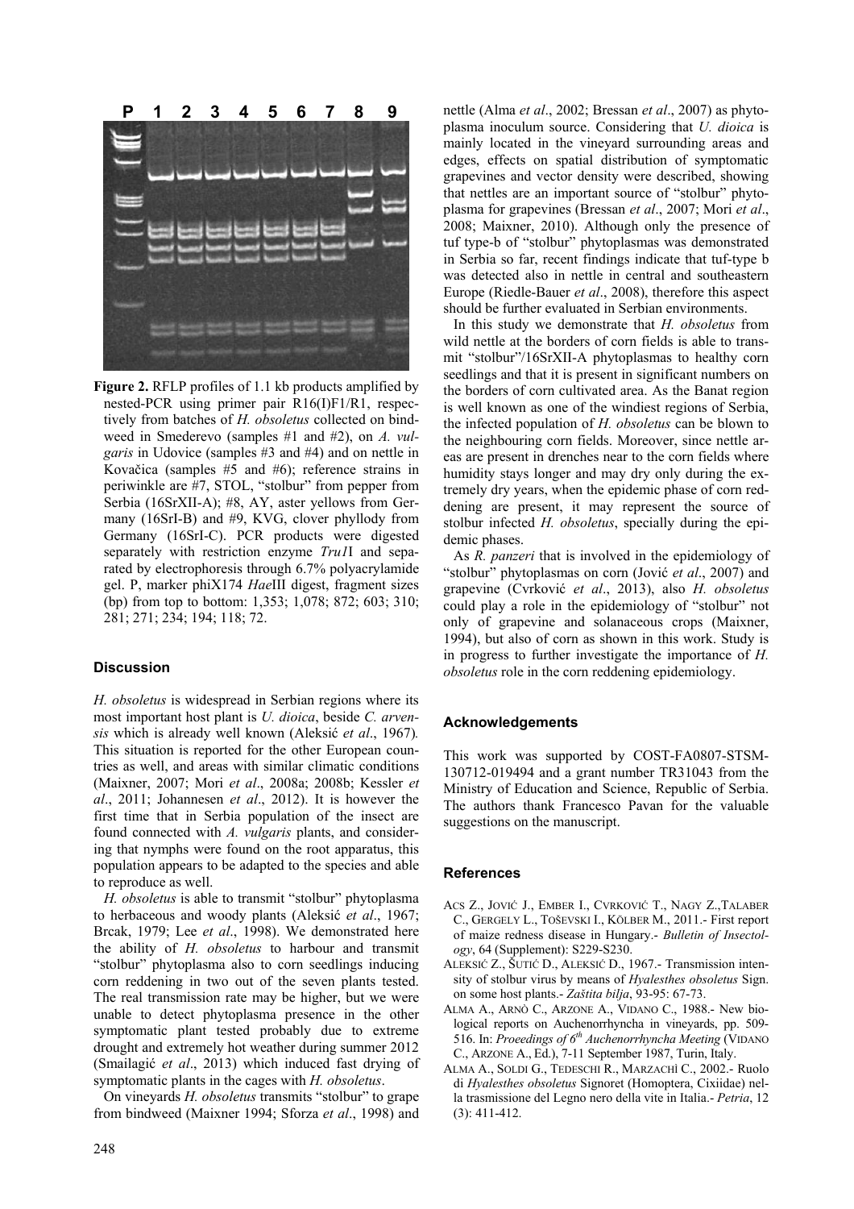**Figure 2.** RFLP profiles of 1.1 kb products amplified by nested-PCR using primer pair R16(I)F1/R1, respectively from batches of *H. obsoletus* collected on bindweed in Smederevo (samples #1 and #2), on *A. vulgaris* in Udovice (samples #3 and #4) and on nettle in Kovačica (samples #5 and #6); reference strains in periwinkle are #7, STOL, "stolbur" from pepper from Serbia (16SrXII-A); #8, AY, aster yellows from Germany (16SrI-B) and #9, KVG, clover phyllody from Germany (16SrI-C). PCR products were digested separately with restriction enzyme *Tru1*I and separated by electrophoresis through 6.7% polyacrylamide gel. P, marker phiX174 *Hae*III digest, fragment sizes (bp) from top to bottom: 1,353; 1,078; 872; 603; 310; 281; 271; 234; 194; 118; 72.

## Discussion

*H. obsoletus* is widespread in Serbian regions where its most important host plant is *U. dioica*, beside *C. arvensis* which is already well known (Aleksić *et al*., 1967). This situation is reported for the other European countries as well, and areas with similar climatic conditions (Maixner, 2007; Mori *et al*., 2008a; 2008b; Kessler *et al*., 2011; Johannesen *et al*., 2012). It is however the first time that in Serbia population of the insect are found connected with *A. vulgaris* plants, and considering that nymphs were found on the root apparatus, this population appears to be adapted to the species and able to reproduce as well.

*H. obsoletus* is able to transmit "stolbur" phytoplasma to herbaceous and woody plants (Aleksić *et al*., 1967; Brcak, 1979; Lee *et al*., 1998). We demonstrated here the ability of *H. obsoletus* to harbour and transmit "stolbur" phytoplasma also to corn seedlings inducing corn reddening in two out of the seven plants tested. The real transmission rate may be higher, but we were unable to detect phytoplasma presence in the other symptomatic plant tested probably due to extreme drought and extremely hot weather during summer 2012 (Smailagić *et al*., 2013) which induced fast drying of symptomatic plants in the cages with *H. obsoletus*.

On vineyards *H. obsoletus* transmits "stolbur" to grape from bindweed (Maixner 1994; Sforza *et al*., 1998) and nettle (Alma *et al*., 2002; Bressan *et al*., 2007) as phytoplasma inoculum source. Considering that *U. dioica* is mainly located in the vineyard surrounding areas and edges, effects on spatial distribution of symptomatic grapevines and vector density were described, showing that nettles are an important source of "stolbur" phytoplasma for grapevines (Bressan *et al*., 2007; Mori *et al*., 2008; Maixner, 2010). Although only the presence of tuf type-b of "stolbur" phytoplasmas was demonstrated in Serbia so far, recent findings indicate that tuf-type b was detected also in nettle in central and southeastern Europe (Riedle-Bauer *et al*., 2008), therefore this aspect should be further evaluated in Serbian environments.

In this study we demonstrate that *H. obsoletus* from wild nettle at the borders of corn fields is able to transmit "stolbur"/16SrXII-A phytoplasmas to healthy corn seedlings and that it is present in significant numbers on the borders of corn cultivated area. As the Banat region is well known as one of the windiest regions of Serbia, the infected population of *H. obsoletus* can be blown to the neighbouring corn fields. Moreover, since nettle areas are present in drenches near to the corn fields where humidity stays longer and may dry only during the extremely dry years, when the epidemic phase of corn reddening are present, it may represent the source of stolbur infected *H. obsoletus*, specially during the epidemic phases.

As *R. panzeri* that is involved in the epidemiology of "stolbur" phytoplasmas on corn (Jović *et al*., 2007) and grapevine (Cvrković *et al*., 2013), also *H. obsoletus* could play a role in the epidemiology of "stolbur" not only of grapevine and solanaceous crops (Maixner, 1994), but also of corn as shown in this work. Study is in progress to further investigate the importance of *H. obsoletus* role in the corn reddening epidemiology.

## Acknowledgements

This work was supported by COST-FA0807-STSM-130712-019494 and a grant number TR31043 from the Ministry of Education and Science, Republic of Serbia. The authors thank Francesco Pavan for the valuable suggestions on the manuscript.

## References

ACS Z., JOVIĆ J., EMBER I., CVRKOVIĆ T., NAGY Z., TALABER C., GERGELY L., TOŠEVSKI I., KÖLBER M., 2011.- First report of maize redness disease in Hungary.- *Bulletin of Insectology*, 64 (Supplement): S229-S230.

ALEKSIĆ Z., ŠUTIĆ D., ALEKSIĆ D., 1967.- Transmission intensity of stolbur virus by means of *Hyalesthes obsoletus* Sign. on some host plants.- *Zaštita bilja*, 93-95: 67-73.

ALMA A., ARNÒ C., ARZONE A., VIDANO C., 1988.- New biological reports on Auchenorrhyncha in vineyards, pp. 509-516. In: *Proeedings of 6th Auchenorrhyncha Meeting* (VIDANO C., ARZONE A., Ed.), 7-11 September 1987, Turin, Italy.

ALMA A., SOLDI G., TEDESCHI R., MARZACHÌ C., 2002.- Ruolo di *Hyalesthes obsoletus* Signoret (Homoptera, Cixiidae) nella trasmissione del Legno nero della vite in Italia.- *Petria*, 12 (3): 411-412.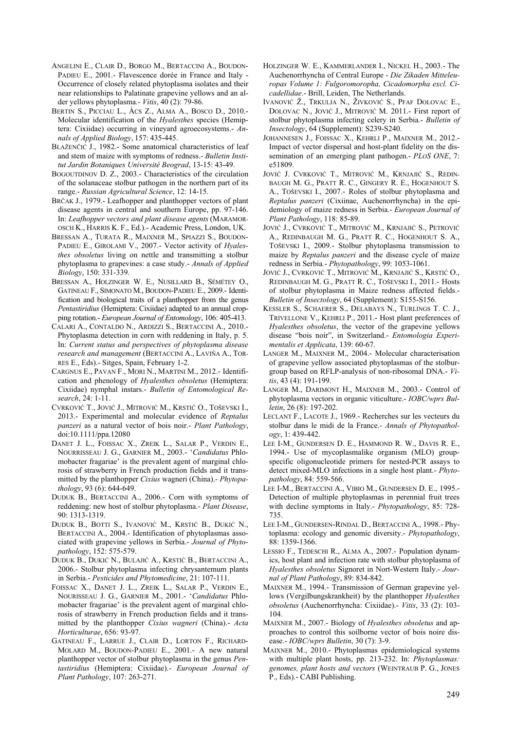ANGELINI E., CLAIR D., BORGO M., BERTACCINI A., BOUDON-PADIEU E., 2001.- Flavescence dorée in France and Italy - Occurrence of closely related phytoplasma isolates and their near relationships to Palatinate grapevine yellows and an alder yellows phytoplasma.- *Vitis*, 40 (2): 79-86.

BERTIN S., PICCIAU L., ÀCS Z., ALMA A., BOSCO D., 2010.- Molecular identification of the *Hyalesthes* species (Hemiptera: Cixiidae) occurring in vineyard agroecosystems.- *Annals of Applied Biology*, 157: 435-445.

BLAŽENČIĆ J., 1982.- Some anatomical characteristics of leaf and stem of maize with symptoms of redness.- *Bulletin Institut Jardin Botaniques Université Beograd*, 13-15: 43-49.

BOGOUTDINOV D. Z., 2003.- Characteristics of the circulation of the solanaceae stolbur pathogen in the northern part of its range.- *Russian Agricultural Science*, 12: 14-15.

BRČAK J., 1979.- Leafhopper and planthopper vectors of plant disease agents in central and southern Europe, pp. 97-146. In: *Leafhopper vectors and plant disease agents* (MARAMOROSCH K., HARRIS K. F., Ed.).- Academic Press, London, UK.

BRESSAN A., TURATA R., MAIXNER M., SPIAZZI S., BOUDON-PADIEU E., GIROLAMI V., 2007.- Vector activity of *Hyalesthes obsoletus* living on nettle and transmitting a stolbur phytoplasma to grapevines: a case study.- *Annals of Applied Biology*, 150: 331-339.

BRESSAN A., HOLZINGER W. E., NUSILLARD B., SÉMÉTEY O., GATINEAU F., SIMONATO M., BOUDON-PADIEU E., 2009.- Identification and biological traits of a planthopper from the genus *Pentastiridius* (Hemiptera: Cixiidae) adapted to an annual cropping rotation.- *European Journal of Entomology*, 106: 405-413.

CALARI A., CONTALDO N., ARDIZZI S., BERTACCINI A., 2010.- Phytoplasma detection in corn with reddening in Italy, p. 5. In: *Current status and perspectives of phytoplasma disease research and management* (BERTACCINI A., LAVIÑA A., TORRES E., Eds).- Sitges, Spain, February 1-2.

CARGNUS E., PAVAN F., MORI N., MARTINI M., 2012.- Identification and phenology of *Hyalesthes obsoletus* (Hemiptera: Cixiidae) nymphal instars.- *Bulletin of Entomological Research*, 24: 1-11.

CVRKOVIĆ T., JOVIĆ J., MITROVIĆ M., KRSTIĆ O., TOŠEVSKI I., 2013.- Experimental and molecular evidence of *Reptalus panzeri* as a natural vector of bois noir.- *Plant Pathology*, doi:10.1111/ppa.12080

DANET J. L., FOISSAC X., ZREIK L., SALAR P., VERDIN E., NOURRISSEAU J. G., GARNIER M., 2003.- '*Candidatus* Phlomobacter fragariae' is the prevalent agent of marginal chlorosis of strawberry in French production fields and it transmitted by the planthopper *Cixius* wagneri (China).- *Phytopathology*, 93 (6): 644-649.

DUDUK B., BERTACCINI A., 2006.- Corn with symptoms of reddening: new host of stolbur phytoplasma.- *Plant Disease*, 90: 1313-1319.

DUDUK B., BOTTI S., IVANOVIĆ M., KRSTIĆ B., DUKIĆ N., BERTACCINI A., 2004.- Identification of phytoplasmas associated with grapevine yellows in Serbia.- *Journal of Phytopathology*, 152: 575-579.

DUDUK B., DUKIĆ N., BULAJIĆ A., KRSTIĆ B., BERTACCINI A., 2006.- Stolbur phytoplasma infecting chrysantemum plants in Serbia.- *Pesticides and Phytomedicine*, 21: 107-111.

FOISSAC X., DANET J. L., ZREIK L., SALAR P., VERDIN E., NOURISSEAU J. G., GARNIER M., 2001.- '*Candidatus* Phlomobacter fragariae' is the prevalent agent of marginal chlorosis of strawberry in French production fields and it transmitted by the planthopper *Cixius wagneri* (China).- *Acta Horticulturae*, 656: 93-97.

GATINEAU F., LARRUE J., CLAIR D., LORTON F., RICHARD-MOLARD M., BOUDON-PADIEU E., 2001.- A new natural planthopper vector of stolbur phytoplasma in the genus *Pentastiridius* (Hemiptera: Cixiidae).- *European Journal of Plant Pathology*, 107: 263-271.

HOLZINGER W. E., KAMMERLANDER I., NICKEL H., 2003.- The Auchenorrhyncha of Central Europe - *Die Zikaden Mitteleuropas Volume 1: Fulgoromorpha, Cicadomorpha excl. Cicadellidae*.- Brill, Leiden, The Netherlands.

IVANOVIĆ Ž., TRKULJA N., ŽIVKOVIĆ S., PFAF DOLOVAC E., DOLOVAC N., JOVIĆ J., MITROVIĆ M. 2011.- First report of stolbur phytoplasma infecting celery in Serbia.- *Bulletin of Insectology*, 64 (Supplement): S239-S240.

JOHANNESEN J., FOISSAC X., KEHRLI P., MAIXNER M., 2012.- Impact of vector dispersal and host-plant fidelity on the dissemination of an emerging plant pathogen.- *PLoS ONE*, 7: e51809.

JOVIĆ J. CVRKOVIĆ T., MITROVIĆ M., KRNJAJIĆ S., REDINBAUGH M. G., PRATT R. C., GINGERY R. E., HOGENHOUT S. A., TOŠEVSKI I., 2007.- Roles of stolbur phytoplasma and *Reptalus panzeri* (Cixiinae, Auchenorrhyncha) in the epidemiology of maize redness in Serbia.- *European Journal of Plant Pathology*, 118: 85-89.

JOVIĆ J., CVRKOVIĆ T., MITROVIĆ M., KRNJAJIĆ S., PETROVIĆ A., REDINBAUGH M. G., PRATT R. C., HOGENHOUT S. A., TOŠEVSKI I., 2009.- Stolbur phytoplasma transmission to maize by *Reptalus panzeri* and the disease cycle of maize redness in Serbia.- *Phytopathology*, 99: 1053-1061.

JOVIĆ J., CVRKOVIĆ T., MITROVIĆ M., KRNJAJIĆ S., KRSTIĆ O., REDINBAUGH M. G., PRATT R. C., TOŠEVSKI I., 2011.- Hosts of stolbur phytoplasma in Maize redness affected fields.- *Bulletin of Insectology*, 64 (Supplement): S155-S156.

KESSLER S., SCHAERER S., DELABAYS N., TURLINGS T. C. J., TRIVELLONE V., KEHRLI P., 2011.- Host plant preferences of *Hyalesthes obsoletus*, the vector of the grapevine yellows disease "bois noir", in Switzerland.- *Entomologia Experimentalis et Applicata*, 139: 60-67.

LANGER M., MAIXNER M., 2004.- Molecular characterisation of grapevine yellow associated phytoplasmas of the stolbur-group based on RFLP-analysis of non-ribosomal DNA.- *Vitis*, 43 (4): 191-199.

LANGER M., DARIMONT H., MAIXNER M., 2003.- Control of phytoplasma vectors in organic viticulture.- *IOBC/wprs Bulletin*, 26 (8): 197-202.

LECLANT F., LACOTE J., 1969.- Recherches sur les vecteurs du stolbur dans le midi de la France.- *Annals of Phytopathology*, 1: 439-442.

LEE I-M., GUNDERSEN D. E., HAMMOND R. W., DAVIS R. E., 1994.- Use of mycoplasmalike organism (MLO) group-specific oligonucleotide primers for nested-PCR assays to detect mixed-MLO infections in a single host plant.- *Phytopathology*, 84: 559-566.

LEE I-M., BERTACCINI A., VIBIO M., GUNDERSEN D. E., 1995.- Detection of multiple phytoplasmas in perennial fruit trees with decline symptoms in Italy.- *Phytopathology*, 85: 728-735.

LEE I-M., GUNDERSEN-RINDAL D., BERTACCINI A., 1998.- Phytoplasma: ecology and genomic diversity.- *Phytopathology*, 88: 1359-1366.

LESSIO F., TEDESCHI R., ALMA A., 2007.- Population dynamics, host plant and infection rate with stolbur phytoplasma of *Hyalesthes obsoletus* Signoret in Nort-Western Italy.- *Journal of Plant Pathology*, 89: 834-842.

MAIXNER M., 1994.- Transmission of German grapevine yellows (Vergilbungskrankheit) by the planthopper *Hyalesthes obsoletus* (Auchenorrhyncha: Cixiidae).- *Vitis*, 33 (2): 103-104.

MAIXNER M., 2007.- Biology of *Hyalesthes obsoletus* and approaches to control this soilborne vector of bois noire disease.- *IOBC/wprs Bulletin*, 30 (7): 3-9.

MAIXNER M., 2010.- Phytoplasmas epidemiological systems with multiple plant hosts, pp. 213-232. In: *Phytoplasmas: genomes, plant hosts and vectors* (WEINTRAUB P. G., JONES P., Eds).- CABI Publishing.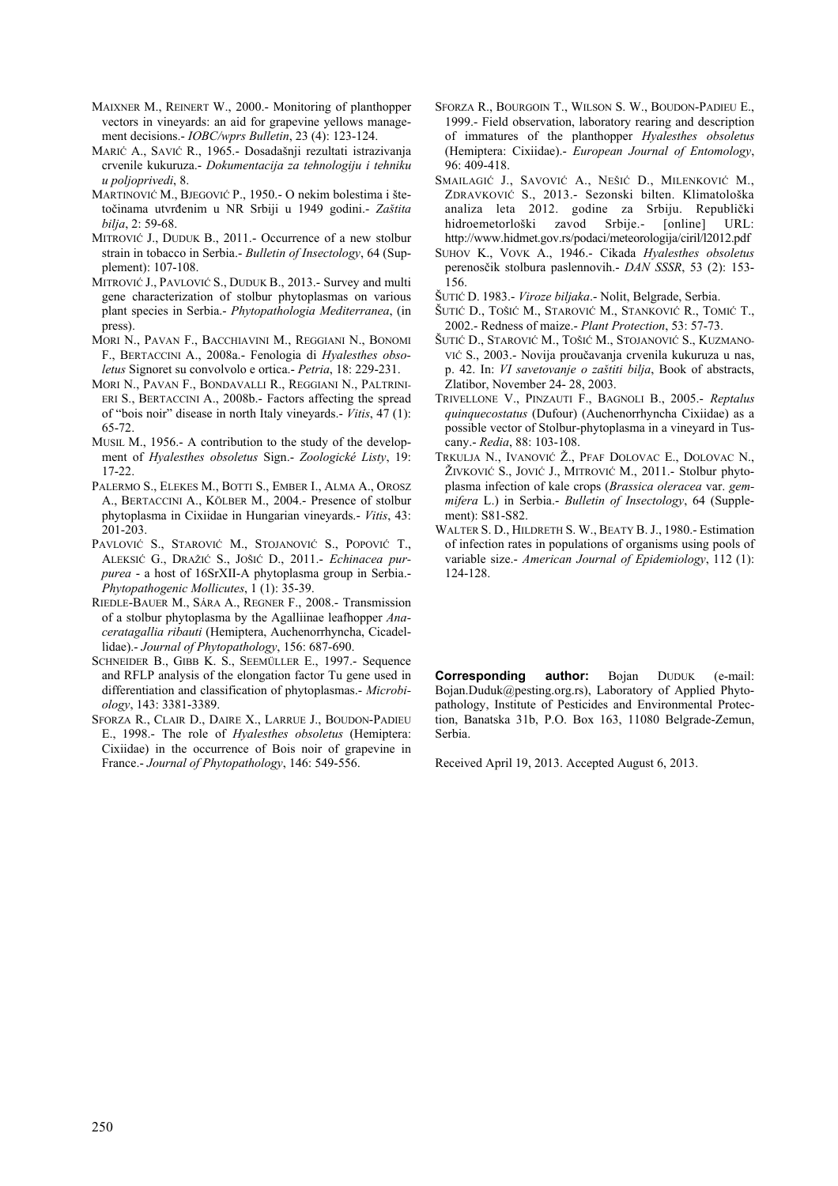MAIXNER M., REINERT W., 2000.- Monitoring of planthopper vectors in vineyards: an aid for grapevine yellows management decisions.- *IOBC/wprs Bulletin*, 23 (4): 123-124.

MARIĆ A., SAVIĆ R., 1965.- Dosadašnji rezultati istrazivanja crvenile kukuruza.- *Dokumentacija za tehnologiju i tehniku u poljoprivedi*, 8.

MARTINOVIĆ M., BJEGOVIĆ P., 1950.- O nekim bolestima i štetočinama utvrđenim u NR Srbiji u 1949 godini.- *Zaštita bilja*, 2: 59-68.

MITROVIĆ J., DUDUK B., 2011.- Occurrence of a new stolbur strain in tobacco in Serbia.- *Bulletin of Insectology*, 64 (Supplement): 107-108.

MITROVIĆ J., PAVLOVIĆ S., DUDUK B., 2013.- Survey and multi gene characterization of stolbur phytoplasmas on various plant species in Serbia.- *Phytopathologia Mediterranea*, (in press).

MORI N., PAVAN F., BACCHIAVINI M., REGGIANI N., BONOMI F., BERTACCINI A., 2008a.- Fenologia di *Hyalesthes obsoletus* Signoret su convolvolo e ortica.- *Petria*, 18: 229-231.

MORI N., PAVAN F., BONDAVALLI R., REGGIANI N., PALTRINIERI S., BERTACCINI A., 2008b.- Factors affecting the spread of "bois noir" disease in north Italy vineyards.- *Vitis*, 47 (1): 65-72.

MUSIL M., 1956.- A contribution to the study of the development of *Hyalesthes obsoletus* Sign.- *Zoologické Listy*, 19: 17-22.

PALERMO S., ELEKES M., BOTTI S., EMBER I., ALMA A., OROSZ A., BERTACCINI A., KÖLBER M., 2004.- Presence of stolbur phytoplasma in Cixiidae in Hungarian vineyards.- *Vitis*, 43: 201-203.

PAVLOVIĆ S., STAROVIĆ M., STOJANOVIĆ S., POPOVIĆ T., ALEKSIĆ G., DRAŽIĆ S., JOŠIĆ D., 2011.- *Echinacea purpurea* - a host of 16SrXII-A phytoplasma group in Serbia.- *Phytopathogenic Mollicutes*, 1 (1): 35-39.

RIEDLE-BAUER M., SÁRA A., REGNER F., 2008.- Transmission of a stolbur phytoplasma by the Agalliinae leafhopper *Anaceratagallia ribauti* (Hemiptera, Auchenorrhyncha, Cicadellidae).- *Journal of Phytopathology*, 156: 687-690.

SCHNEIDER B., GIBB K. S., SEEMÜLLER E., 1997.- Sequence and RFLP analysis of the elongation factor Tu gene used in differentiation and classification of phytoplasmas.- *Microbiology*, 143: 3381-3389.

SFORZA R., CLAIR D., DAIRE X., LARRUE J., BOUDON-PADIEU E., 1998.- The role of *Hyalesthes obsoletus* (Hemiptera: Cixiidae) in the occurrence of Bois noir of grapevine in France.- *Journal of Phytopathology*, 146: 549-556.

SFORZA R., BOURGOIN T., WILSON S. W., BOUDON-PADIEU E., 1999.- Field observation, laboratory rearing and description of immatures of the planthopper *Hyalesthes obsoletus* (Hemiptera: Cixiidae).- *European Journal of Entomology*, 96: 409-418.

SMAILAGIĆ J., SAVOVIĆ A., NEŠIĆ D., MILENKOVIĆ M., ZDRAVKOVIĆ S., 2013.- Sezonski bilten. Klimatološka analiza leta 2012. godine za Srbiju. Republički hidroemetorloški zavod Srbije.- [online] URL: http://www.hidmet.gov.rs/podaci/meteorologija/ciril/l2012.pdf

SUHOV K., VOVK A., 1946.- Cikada *Hyalesthes obsoletus* perenosčik stolbura paslennovih.- *DAN SSSR*, 53 (2): 153-156.

ŠUTIĆ D. 1983.- *Viroze biljaka*.- Nolit, Belgrade, Serbia.

ŠUTIĆ D., TOŠIĆ M., STAROVIĆ M., STANKOVIĆ R., TOMIĆ T., 2002.- Redness of maize.- *Plant Protection*, 53: 57-73.

ŠUTIĆ D., STAROVIĆ M., TOŠIĆ M., STOJANOVIĆ S., KUZMANOVIĆ S., 2003.- Novija proučavanja crvenila kukuruza u nas, p. 42. In: *VI savetovanje o zaštiti bilja*, Book of abstracts, Zlatibor, November 24- 28, 2003.

TRIVELLONE V., PINZAUTI F., BAGNOLI B., 2005.- *Reptalus quinquecostatus* (Dufour) (Auchenorrhyncha Cixiidae) as a possible vector of Stolbur-phytoplasma in a vineyard in Tuscany.- *Redia*, 88: 103-108.

TRKULJA N., IVANOVIĆ Ž., PFAF DOLOVAC E., DOLOVAC N., ŽIVKOVIĆ S., JOVIĆ J., MITROVIĆ M., 2011.- Stolbur phytoplasma infection of kale crops (*Brassica oleracea* var. *gemmifera* L.) in Serbia.- *Bulletin of Insectology*, 64 (Supplement): S81-S82.

WALTER S. D., HILDRETH S. W., BEATY B. J., 1980.- Estimation of infection rates in populations of organisms using pools of variable size.- *American Journal of Epidemiology*, 112 (1): 124-128.

**Corresponding author:** Bojan DUDUK (e-mail: Bojan.Duduk@pesting.org.rs), Laboratory of Applied Phytopathology, Institute of Pesticides and Environmental Protection, Banatska 31b, P.O. Box 163, 11080 Belgrade-Zemun, Serbia.

Received April 19, 2013. Accepted August 6, 2013.